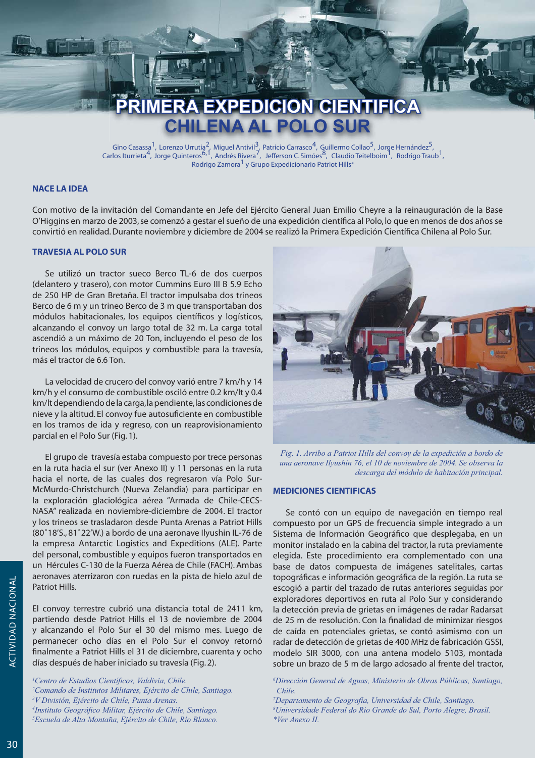# PRIMERA EXPEDICION CIENTIFICA CHILENA AL POLO SUR

Gino Casassa[1], Lorenzo Urrutia[2], Miguel Antivil[3], Patricio Carrasco[4], Guillermo Collao[5], Jorge Hernández[5], Carlos Iturrieta[4], Jorge Quinteros[6,1], Andrés Rivera[7], Jefferson C. Simões[8], Claudio Teitelboim[1], Rodrigo Traub[1], Rodrigo Zamora[1] y Grupo Expedicionario Patriot Hills*

## NACE LA IDEA

Con motivo de la invitación del Comandante en Jefe del Ejército General Juan Emilio Cheyre a la reinauguración de la Base O'Higgins en marzo de 2003, se comenzó a gestar el sueño de una expedición científica al Polo, lo que en menos de dos años se convirtió en realidad. Durante noviembre y diciembre de 2004 se realizó la Primera Expedición Científica Chilena al Polo Sur.

## TRAVESIA AL POLO SUR

Se utilizó un tractor sueco Berco TL-6 de dos cuerpos (delantero y trasero), con motor Cummins Euro III B 5.9 Echo de 250 HP de Gran Bretaña. El tractor impulsaba dos trineos Berco de 6 m y un trineo Berco de 3 m que transportaban dos módulos habitacionales, los equipos científicos y logísticos, alcanzando el convoy un largo total de 32 m. La carga total ascendió a un máximo de 20 Ton, incluyendo el peso de los trineos los módulos, equipos y combustible para la travesía, más el tractor de 6.6 Ton.

La velocidad de crucero del convoy varió entre 7 km/h y 14 km/h y el consumo de combustible osciló entre 0.2 km/lt y 0.4 km/lt dependiendo de la carga, la pendiente, las condiciones de nieve y la altitud. El convoy fue autosuficiente en combustible en los tramos de ida y regreso, con un reaprovisionamiento parcial en el Polo Sur (Fig. 1).

El grupo de travesía estaba compuesto por trece personas en la ruta hacia el sur (ver Anexo II) y 11 personas en la ruta hacia el norte, de las cuales dos regresaron vía Polo Sur-McMurdo-Christchurch (Nueva Zelandia) para participar en la exploración glaciológica aérea "Armada de Chile-CECS-NASA" realizada en noviembre-diciembre de 2004. El tractor y los trineos se trasladaron desde Punta Arenas a Patriot Hills (80˚18'S., 81˚22'W.) a bordo de una aeronave Ilyushin IL-76 de la empresa Antarctic Logistics and Expeditions (ALE). Parte del personal, combustible y equipos fueron transportados en un Hércules C-130 de la Fuerza Aérea de Chile (FACH). Ambas aeronaves aterrizaron con ruedas en la pista de hielo azul de Patriot Hills.

El convoy terrestre cubrió una distancia total de 2411 km, partiendo desde Patriot Hills el 13 de noviembre de 2004 y alcanzando el Polo Sur el 30 del mismo mes. Luego de permanecer ocho días en el Polo Sur el convoy retornó finalmente a Patriot Hills el 31 de diciembre, cuarenta y ocho días después de haber iniciado su travesía (Fig. 2).

*Fig. 1. Arribo a Patriot Hills del convoy de la expedición a bordo de una aeronave Ilyushin 76, el 10 de noviembre de 2004. Se observa la descarga del módulo de habitación principal.*

## MEDICIONES CIENTIFICAS

Se contó con un equipo de navegación en tiempo real compuesto por un GPS de frecuencia simple integrado a un Sistema de Información Geográfico que desplegaba, en un monitor instalado en la cabina del tractor, la ruta previamente elegida. Este procedimiento era complementado con una base de datos compuesta de imágenes satelitales, cartas topográficas e información geográfica de la región. La ruta se escogió a partir del trazado de rutas anteriores seguidas por exploradores deportivos en ruta al Polo Sur y considerando la detección previa de grietas en imágenes de radar Radarsat de 25 m de resolución. Con la finalidad de minimizar riesgos de caída en potenciales grietas, se contó asimismo con un radar de detección de grietas de 400 MHz de fabricación GSSI, modelo SIR 3000, con una antena modelo 5103, montada sobre un brazo de 5 m de largo adosado al frente del tractor,

*[1]Centro de Estudios Científicos, Valdivia, Chile.*
*[2]Comando de Institutos Militares, Ejército de Chile, Santiago.*
*[3]V División, Ejército de Chile, Punta Arenas.*
*[4]Instituto Geográfico Militar, Ejército de Chile, Santiago.*
*[5]Escuela de Alta Montaña, Ejército de Chile, Río Blanco.*
*[6]Dirección General de Aguas, Ministerio de Obras Públicas, Santiago, Chile.*
*[7]Departamento de Geografía, Universidad de Chile, Santiago.*
*[8]Universidade Federal do Rio Grande do Sul, Porto Alegre, Brasil.*
*\*Ver Anexo II.*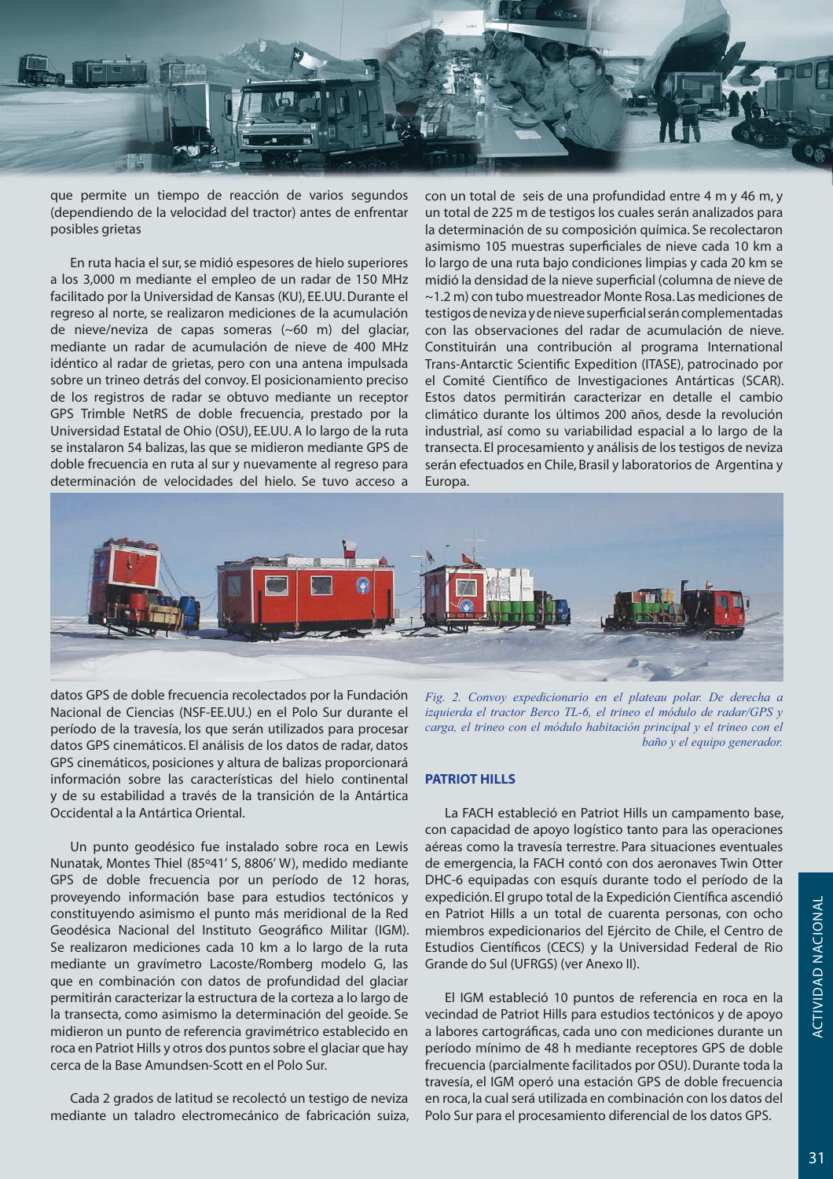que permite un tiempo de reacción de varios segundos (dependiendo de la velocidad del tractor) antes de enfrentar posibles grietas

En ruta hacia el sur, se midió espesores de hielo superiores a los 3,000 m mediante el empleo de un radar de 150 MHz facilitado por la Universidad de Kansas (KU), EE.UU. Durante el regreso al norte, se realizaron mediciones de la acumulación de nieve/neviza de capas someras (~60 m) del glaciar, mediante un radar de acumulación de nieve de 400 MHz idéntico al radar de grietas, pero con una antena impulsada sobre un trineo detrás del convoy. El posicionamiento preciso de los registros de radar se obtuvo mediante un receptor GPS Trimble NetRS de doble frecuencia, prestado por la Universidad Estatal de Ohio (OSU), EE.UU. A lo largo de la ruta se instalaron 54 balizas, las que se midieron mediante GPS de doble frecuencia en ruta al sur y nuevamente al regreso para determinación de velocidades del hielo. Se tuvo acceso a datos GPS de doble frecuencia recolectados por la Fundación Nacional de Ciencias (NSF-EE.UU.) en el Polo Sur durante el período de la travesía, los que serán utilizados para procesar datos GPS cinemáticos. El análisis de los datos de radar, datos GPS cinemáticos, posiciones y altura de balizas proporcionará información sobre las características del hielo continental y de su estabilidad a través de la transición de la Antártica Occidental a la Antártica Oriental.

Un punto geodésico fue instalado sobre roca en Lewis Nunatak, Montes Thiel (85º41' S, 8806' W), medido mediante GPS de doble frecuencia por un período de 12 horas, proveyendo información base para estudios tectónicos y constituyendo asimismo el punto más meridional de la Red Geodésica Nacional del Instituto Geográfico Militar (IGM). Se realizaron mediciones cada 10 km a lo largo de la ruta mediante un gravímetro Lacoste/Romberg modelo G, las que en combinación con datos de profundidad del glaciar permitirán caracterizar la estructura de la corteza a lo largo de la transecta, como asimismo la determinación del geoide. Se midieron un punto de referencia gravimétrico establecido en roca en Patriot Hills y otros dos puntos sobre el glaciar que hay cerca de la Base Amundsen-Scott en el Polo Sur.

Cada 2 grados de latitud se recolectó un testigo de neviza mediante un taladro electromecánico de fabricación suiza, con un total de seis de una profundidad entre 4 m y 46 m, y un total de 225 m de testigos los cuales serán analizados para la determinación de su composición química. Se recolectaron asimismo 105 muestras superficiales de nieve cada 10 km a lo largo de una ruta bajo condiciones limpias y cada 20 km se midió la densidad de la nieve superficial (columna de nieve de ~1.2 m) con tubo muestreador Monte Rosa. Las mediciones de testigos de neviza y de nieve superficial serán complementadas con las observaciones del radar de acumulación de nieve. Constituirán una contribución al programa International Trans-Antarctic Scientific Expedition (ITASE), patrocinado por el Comité Científico de Investigaciones Antárticas (SCAR). Estos datos permitirán caracterizar en detalle el cambio climático durante los últimos 200 años, desde la revolución industrial, así como su variabilidad espacial a lo largo de la transecta. El procesamiento y análisis de los testigos de neviza serán efectuados en Chile, Brasil y laboratorios de Argentina y Europa.

*Fig. 2. Convoy expedicionario en el plateau polar. De derecha a izquierda el tractor Berco TL-6, el trineo el módulo de radar/GPS y carga, el trineo con el módulo habitación principal y el trineo con el baño y el equipo generador.*

## PATRIOT HILLS

La FACH estableció en Patriot Hills un campamento base, con capacidad de apoyo logístico tanto para las operaciones aéreas como la travesía terrestre. Para situaciones eventuales de emergencia, la FACH contó con dos aeronaves Twin Otter DHC-6 equipadas con esquís durante todo el período de la expedición. El grupo total de la Expedición Científica ascendió en Patriot Hills a un total de cuarenta personas, con ocho miembros expedicionarios del Ejército de Chile, el Centro de Estudios Científicos (CECS) y la Universidad Federal de Rio Grande do Sul (UFRGS) (ver Anexo II).

El IGM estableció 10 puntos de referencia en roca en la vecindad de Patriot Hills para estudios tectónicos y de apoyo a labores cartográficas, cada uno con mediciones durante un período mínimo de 48 h mediante receptores GPS de doble frecuencia (parcialmente facilitados por OSU). Durante toda la travesía, el IGM operó una estación GPS de doble frecuencia en roca, la cual será utilizada en combinación con los datos del Polo Sur para el procesamiento diferencial de los datos GPS.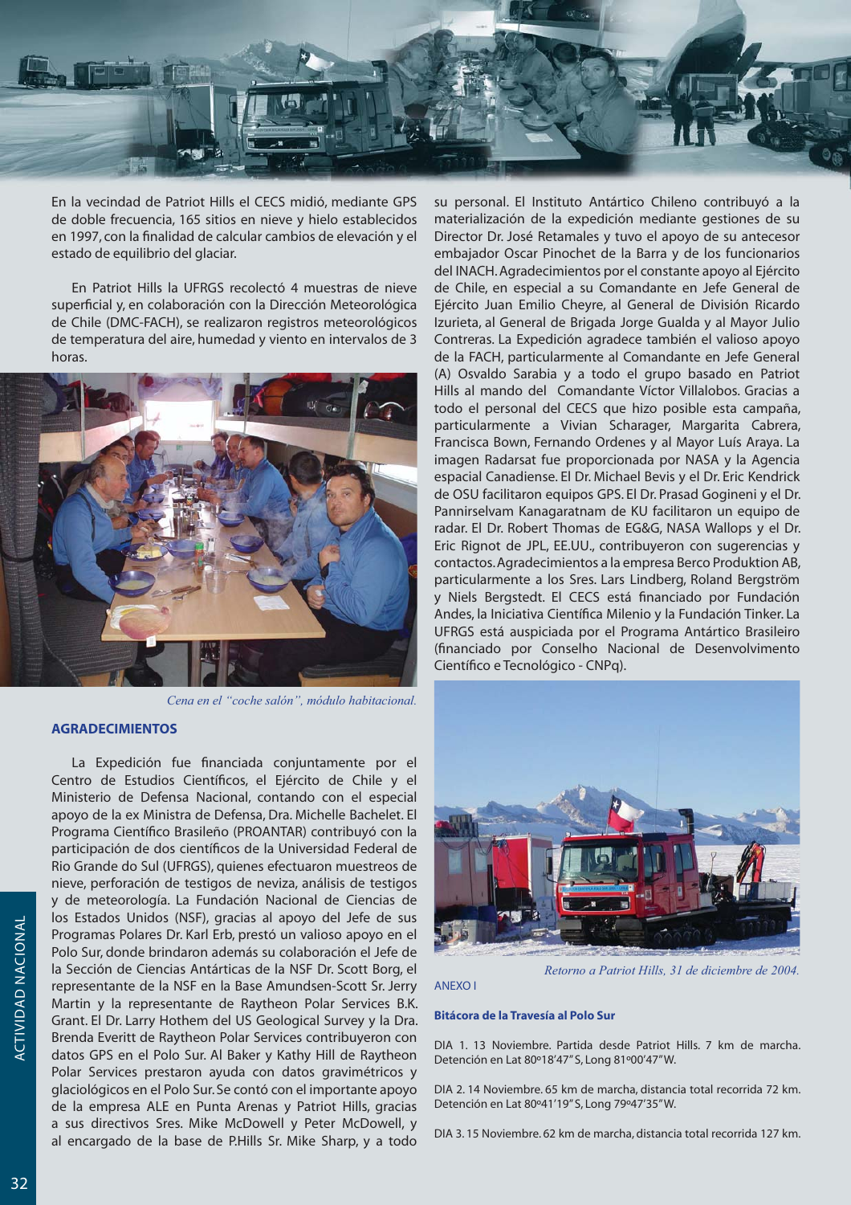En la vecindad de Patriot Hills el CECS midió, mediante GPS de doble frecuencia, 165 sitios en nieve y hielo establecidos en 1997, con la finalidad de calcular cambios de elevación y el estado de equilibrio del glaciar.

En Patriot Hills la UFRGS recolectó 4 muestras de nieve superficial y, en colaboración con la Dirección Meteorológica de Chile (DMC-FACH), se realizaron registros meteorológicos de temperatura del aire, humedad y viento en intervalos de 3 horas.

*Cena en el "coche salón", módulo habitacional.*

### AGRADECIMIENTOS

La Expedición fue financiada conjuntamente por el Centro de Estudios Científicos, el Ejército de Chile y el Ministerio de Defensa Nacional, contando con el especial apoyo de la ex Ministra de Defensa, Dra. Michelle Bachelet. El Programa Científico Brasileño (PROANTAR) contribuyó con la participación de dos científicos de la Universidad Federal de Rio Grande do Sul (UFRGS), quienes efectuaron muestreos de nieve, perforación de testigos de neviza, análisis de testigos y de meteorología. La Fundación Nacional de Ciencias de los Estados Unidos (NSF), gracias al apoyo del Jefe de sus Programas Polares Dr. Karl Erb, prestó un valioso apoyo en el Polo Sur, donde brindaron además su colaboración el Jefe de la Sección de Ciencias Antárticas de la NSF Dr. Scott Borg, el representante de la NSF en la Base Amundsen-Scott Sr. Jerry Martin y la representante de Raytheon Polar Services B.K. Grant. El Dr. Larry Hothem del US Geological Survey y la Dra. Brenda Everitt de Raytheon Polar Services contribuyeron con datos GPS en el Polo Sur. Al Baker y Kathy Hill de Raytheon Polar Services prestaron ayuda con datos gravimétricos y glaciológicos en el Polo Sur. Se contó con el importante apoyo de la empresa ALE en Punta Arenas y Patriot Hills, gracias a sus directivos Sres. Mike McDowell y Peter McDowell, y al encargado de la base de P.Hills Sr. Mike Sharp, y a todo su personal. El Instituto Antártico Chileno contribuyó a la materialización de la expedición mediante gestiones de su Director Dr. José Retamales y tuvo el apoyo de su antecesor embajador Oscar Pinochet de la Barra y de los funcionarios del INACH. Agradecimientos por el constante apoyo al Ejército de Chile, en especial a su Comandante en Jefe General de Ejército Juan Emilio Cheyre, al General de División Ricardo Izurieta, al General de Brigada Jorge Gualda y al Mayor Julio Contreras. La Expedición agradece también el valioso apoyo de la FACH, particularmente al Comandante en Jefe General (A) Osvaldo Sarabia y a todo el grupo basado en Patriot Hills al mando del Comandante Víctor Villalobos. Gracias a todo el personal del CECS que hizo posible esta campaña, particularmente a Vivian Scharager, Margarita Cabrera, Francisca Bown, Fernando Ordenes y al Mayor Luís Araya. La imagen Radarsat fue proporcionada por NASA y la Agencia espacial Canadiense. El Dr. Michael Bevis y el Dr. Eric Kendrick de OSU facilitaron equipos GPS. El Dr. Prasad Gogineni y el Dr. Pannirselvam Kanagaratnam de KU facilitaron un equipo de radar. El Dr. Robert Thomas de EG&G, NASA Wallops y el Dr. Eric Rignot de JPL, EE.UU., contribuyeron con sugerencias y contactos. Agradecimientos a la empresa Berco Produktion AB, particularmente a los Sres. Lars Lindberg, Roland Bergström y Niels Bergstedt. El CECS está financiado por Fundación Andes, la Iniciativa Científica Milenio y la Fundación Tinker. La UFRGS está auspiciada por el Programa Antártico Brasileiro (financiado por Conselho Nacional de Desenvolvimento Científico e Tecnológico - CNPq).

*Retorno a Patriot Hills, 31 de diciembre de 2004.*

ANEXO I

**Bitácora de la Travesía al Polo Sur**

DIA 1. 13 Noviembre. Partida desde Patriot Hills. 7 km de marcha. Detención en Lat 80º18'47" S, Long 81º00'47" W.

DIA 2. 14 Noviembre. 65 km de marcha, distancia total recorrida 72 km. Detención en Lat 80º41'19" S, Long 79º47'35" W.

DIA 3. 15 Noviembre. 62 km de marcha, distancia total recorrida 127 km.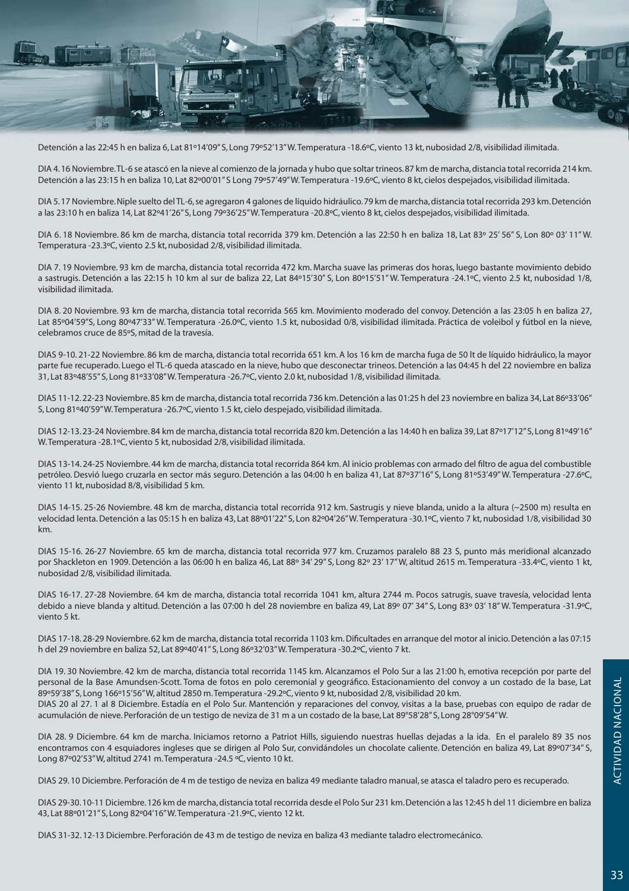Detención a las 22:45 h en baliza 6, Lat 81º14'09" S, Long 79º52'13" W. Temperatura -18.6ºC, viento 13 kt, nubosidad 2/8, visibilidad ilimitada.

DIA 4. 16 Noviembre. TL-6 se atascó en la nieve al comienzo de la jornada y hubo que soltar trineos. 87 km de marcha, distancia total recorrida 214 km. Detención a las 23:15 h en baliza 10, Lat 82º00'01" S Long 79º57'49" W. Temperatura -19.6ºC, viento 8 kt, cielos despejados, visibilidad ilimitada.

DIA 5. 17 Noviembre. Niple suelto del TL-6, se agregaron 4 galones de líquido hidráulico. 79 km de marcha, distancia total recorrida 293 km. Detención a las 23:10 h en baliza 14, Lat 82º41'26" S, Long 79º36'25" W. Temperatura -20.8ºC, viento 8 kt, cielos despejados, visibilidad ilimitada.

DIA 6. 18 Noviembre. 86 km de marcha, distancia total recorrida 379 km. Detención a las 22:50 h en baliza 18, Lat 83º 25' 56" S, Lon 80º 03' 11" W. Temperatura -23.3ºC, viento 2.5 kt, nubosidad 2/8, visibilidad ilimitada.

DIA 7. 19 Noviembre. 93 km de marcha, distancia total recorrida 472 km. Marcha suave las primeras dos horas, luego bastante movimiento debido a sastrugis. Detención a las 22:15 h 10 km al sur de baliza 22, Lat 84º15'30" S, Lon 80º15'51" W. Temperatura -24.1ºC, viento 2.5 kt, nubosidad 1/8, visibilidad ilimitada.

DIA 8. 20 Noviembre. 93 km de marcha, distancia total recorrida 565 km. Movimiento moderado del convoy. Detención a las 23:05 h en baliza 27, Lat 85º04'59"S, Long 80º47'33" W. Temperatura -26.0ºC, viento 1.5 kt, nubosidad 0/8, visibilidad ilimitada. Práctica de voleibol y fútbol en la nieve, celebramos cruce de 85ºS, mitad de la travesía.

DIAS 9-10. 21-22 Noviembre. 86 km de marcha, distancia total recorrida 651 km. A los 16 km de marcha fuga de 50 lt de líquido hidráulico, la mayor parte fue recuperado. Luego el TL-6 queda atascado en la nieve, hubo que desconectar trineos. Detención a las 04:45 h del 22 noviembre en baliza 31, Lat 83º48'55" S, Long 81º33'08" W. Temperatura -26.7ºC, viento 2.0 kt, nubosidad 1/8, visibilidad ilimitada.

DIAS 11-12. 22-23 Noviembre. 85 km de marcha, distancia total recorrida 736 km. Detención a las 01:25 h del 23 noviembre en baliza 34, Lat 86º33'06" S, Long 81º40'59" W. Temperatura -26.7ºC, viento 1.5 kt, cielo despejado, visibilidad ilimitada.

DIAS 12-13. 23-24 Noviembre. 84 km de marcha, distancia total recorrida 820 km. Detención a las 14:40 h en baliza 39, Lat 87º17'12" S, Long 81º49'16" W. Temperatura -28.1ºC, viento 5 kt, nubosidad 2/8, visibilidad ilimitada.

DIAS 13-14. 24-25 Noviembre. 44 km de marcha, distancia total recorrida 864 km. Al inicio problemas con armado del filtro de agua del combustible petróleo. Desvió luego cruzarla en sector más seguro. Detención a las 04:00 h en baliza 41, Lat 87º37'16" S, Long 81º53'49" W. Temperatura -27.6ºC, viento 11 kt, nubosidad 8/8, visibilidad 5 km.

DIAS 14-15. 25-26 Noviembre. 48 km de marcha, distancia total recorrida 912 km. Sastrugis y nieve blanda, unido a la altura (~2500 m) resulta en velocidad lenta. Detención a las 05:15 h en baliza 43, Lat 88º01'22" S, Lon 82º04'26" W. Temperatura -30.1ºC, viento 7 kt, nubosidad 1/8, visibilidad 30 km.

DIAS 15-16. 26-27 Noviembre. 65 km de marcha, distancia total recorrida 977 km. Cruzamos paralelo 88 23 S, punto más meridional alcanzado por Shackleton en 1909. Detención a las 06:00 h en baliza 46, Lat 88º 34' 29" S, Long 82º 23' 17" W, altitud 2615 m. Temperatura -33.4ºC, viento 1 kt, nubosidad 2/8, visibilidad ilimitada.

DIAS 16-17. 27-28 Noviembre. 64 km de marcha, distancia total recorrida 1041 km, altura 2744 m. Pocos satrugis, suave travesía, velocidad lenta debido a nieve blanda y altitud. Detención a las 07:00 h del 28 noviembre en baliza 49, Lat 89º 07' 34" S, Long 83º 03' 18" W. Temperatura -31.9ºC, viento 5 kt.

DIAS 17-18. 28-29 Noviembre. 62 km de marcha, distancia total recorrida 1103 km. Dificultades en arranque del motor al inicio. Detención a las 07:15 h del 29 noviembre en baliza 52, Lat 89º40'41" S, Long 86º32'03" W. Temperatura -30.2ºC, viento 7 kt.

DIA 19. 30 Noviembre. 42 km de marcha, distancia total recorrida 1145 km. Alcanzamos el Polo Sur a las 21:00 h, emotiva recepción por parte del personal de la Base Amundsen-Scott. Toma de fotos en polo ceremonial y geográfico. Estacionamiento del convoy a un costado de la base, Lat 89º59'38" S, Long 166º15'56" W, altitud 2850 m. Temperatura -29.2ºC, viento 9 kt, nubosidad 2/8, visibilidad 20 km.

DIAS 20 al 27. 1 al 8 Diciembre. Estadía en el Polo Sur. Mantención y reparaciones del convoy, visitas a la base, pruebas con equipo de radar de acumulación de nieve. Perforación de un testigo de neviza de 31 m a un costado de la base, Lat 89º58'28" S, Long 28º09'54" W.

DIA 28. 9 Diciembre. 64 km de marcha. Iniciamos retorno a Patriot Hills, siguiendo nuestras huellas dejadas a la ida. En el paralelo 89 35 nos encontramos con 4 esquiadores ingleses que se dirigen al Polo Sur, convidándoles un chocolate caliente. Detención en baliza 49, Lat 89º07'34" S, Long 87º02'53" W, altitud 2741 m. Temperatura -24.5 ºC, viento 10 kt.

DIAS 29. 10 Diciembre. Perforación de 4 m de testigo de neviza en baliza 49 mediante taladro manual, se atasca el taladro pero es recuperado.

DIAS 29-30. 10-11 Diciembre. 126 km de marcha, distancia total recorrida desde el Polo Sur 231 km. Detención a las 12:45 h del 11 diciembre en baliza 43, Lat 88º01'21" S, Long 82º04'16" W. Temperatura -21.9ºC, viento 12 kt.

DIAS 31-32. 12-13 Diciembre. Perforación de 43 m de testigo de neviza en baliza 43 mediante taladro electromecánico.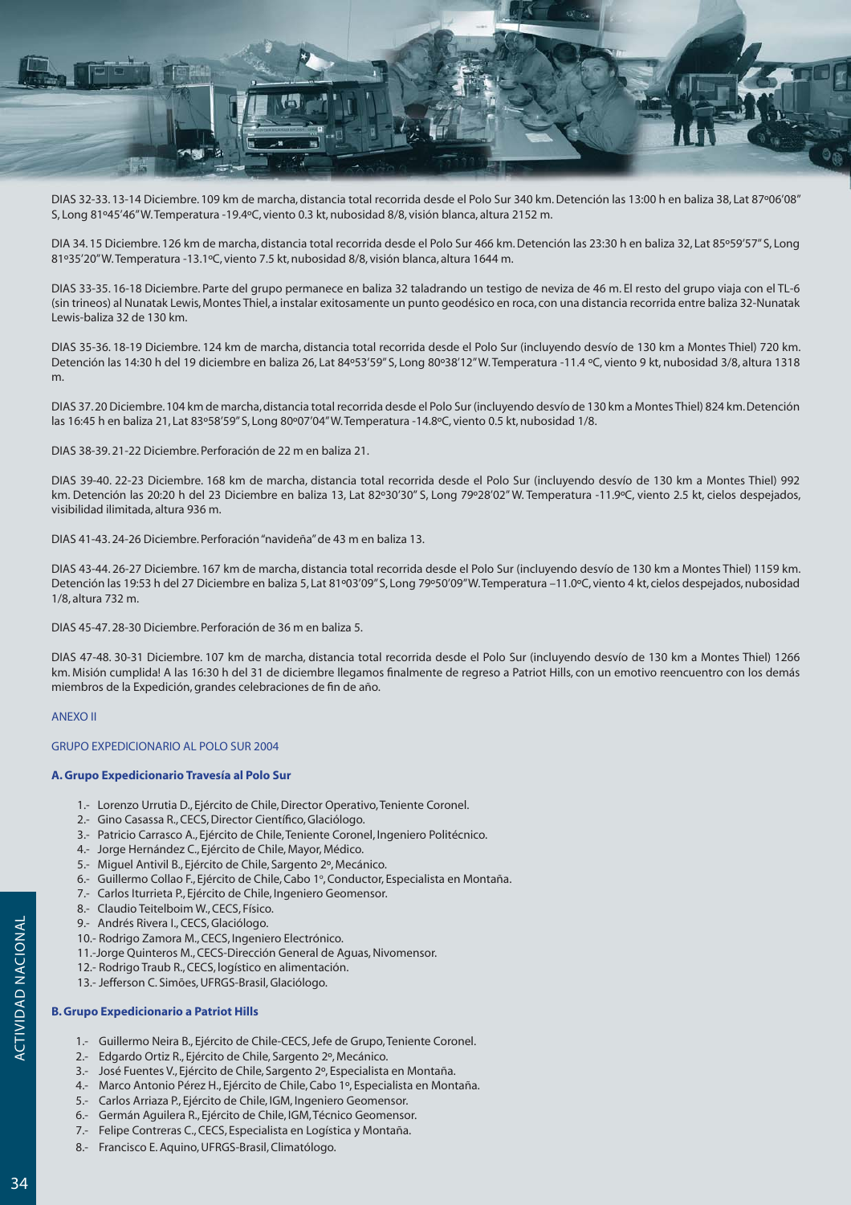DIAS 32-33. 13-14 Diciembre. 109 km de marcha, distancia total recorrida desde el Polo Sur 340 km. Detención las 13:00 h en baliza 38, Lat 87º06'08" S, Long 81º45'46" W. Temperatura -19.4ºC, viento 0.3 kt, nubosidad 8/8, visión blanca, altura 2152 m.

DIA 34. 15 Diciembre. 126 km de marcha, distancia total recorrida desde el Polo Sur 466 km. Detención las 23:30 h en baliza 32, Lat 85º59'57" S, Long 81º35'20" W. Temperatura -13.1ºC, viento 7.5 kt, nubosidad 8/8, visión blanca, altura 1644 m.

DIAS 33-35. 16-18 Diciembre. Parte del grupo permanece en baliza 32 taladrando un testigo de neviza de 46 m. El resto del grupo viaja con el TL-6 (sin trineos) al Nunatak Lewis, Montes Thiel, a instalar exitosamente un punto geodésico en roca, con una distancia recorrida entre baliza 32-Nunatak Lewis-baliza 32 de 130 km.

DIAS 35-36. 18-19 Diciembre. 124 km de marcha, distancia total recorrida desde el Polo Sur (incluyendo desvío de 130 km a Montes Thiel) 720 km. Detención las 14:30 h del 19 diciembre en baliza 26, Lat 84º53'59" S, Long 80º38'12" W. Temperatura -11.4 ºC, viento 9 kt, nubosidad 3/8, altura 1318 m.

DIAS 37. 20 Diciembre. 104 km de marcha, distancia total recorrida desde el Polo Sur (incluyendo desvío de 130 km a Montes Thiel) 824 km. Detención las 16:45 h en baliza 21, Lat 83º58'59" S, Long 80º07'04" W. Temperatura -14.8ºC, viento 0.5 kt, nubosidad 1/8.

DIAS 38-39. 21-22 Diciembre. Perforación de 22 m en baliza 21.

DIAS 39-40. 22-23 Diciembre. 168 km de marcha, distancia total recorrida desde el Polo Sur (incluyendo desvío de 130 km a Montes Thiel) 992 km. Detención las 20:20 h del 23 Diciembre en baliza 13, Lat 82º30'30" S, Long 79º28'02" W. Temperatura -11.9ºC, viento 2.5 kt, cielos despejados, visibilidad ilimitada, altura 936 m.

DIAS 41-43. 24-26 Diciembre. Perforación "navideña" de 43 m en baliza 13.

DIAS 43-44. 26-27 Diciembre. 167 km de marcha, distancia total recorrida desde el Polo Sur (incluyendo desvío de 130 km a Montes Thiel) 1159 km. Detención las 19:53 h del 27 Diciembre en baliza 5, Lat 81º03'09" S, Long 79º50'09" W. Temperatura –11.0ºC, viento 4 kt, cielos despejados, nubosidad 1/8, altura 732 m.

DIAS 45-47. 28-30 Diciembre. Perforación de 36 m en baliza 5.

DIAS 47-48. 30-31 Diciembre. 107 km de marcha, distancia total recorrida desde el Polo Sur (incluyendo desvío de 130 km a Montes Thiel) 1266 km. Misión cumplida! A las 16:30 h del 31 de diciembre llegamos finalmente de regreso a Patriot Hills, con un emotivo reencuentro con los demás miembros de la Expedición, grandes celebraciones de fin de año.

## ANEXO II

### GRUPO EXPEDICIONARIO AL POLO SUR 2004

**A. Grupo Expedicionario Travesía al Polo Sur**

1.- Lorenzo Urrutia D., Ejército de Chile, Director Operativo, Teniente Coronel.
2.- Gino Casassa R., CECS, Director Científico, Glaciólogo.
3.- Patricio Carrasco A., Ejército de Chile, Teniente Coronel, Ingeniero Politécnico.
4.- Jorge Hernández C., Ejército de Chile, Mayor, Médico.
5.- Miguel Antivil B., Ejército de Chile, Sargento 2º, Mecánico.
6.- Guillermo Collao F., Ejército de Chile, Cabo 1º, Conductor, Especialista en Montaña.
7.- Carlos Iturrieta P., Ejército de Chile, Ingeniero Geomensor.
8.- Claudio Teitelboim W., CECS, Físico.
9.- Andrés Rivera I., CECS, Glaciólogo.
10.- Rodrigo Zamora M., CECS, Ingeniero Electrónico.
11.-Jorge Quinteros M., CECS-Dirección General de Aguas, Nivomensor.
12.- Rodrigo Traub R., CECS, logístico en alimentación.
13.- Jefferson C. Simões, UFRGS-Brasil, Glaciólogo.

**B. Grupo Expedicionario a Patriot Hills**

1.- Guillermo Neira B., Ejército de Chile-CECS, Jefe de Grupo, Teniente Coronel.
2.- Edgardo Ortiz R., Ejército de Chile, Sargento 2º, Mecánico.
3.- José Fuentes V., Ejército de Chile, Sargento 2º, Especialista en Montaña.
4.- Marco Antonio Pérez H., Ejército de Chile, Cabo 1º, Especialista en Montaña.
5.- Carlos Arriaza P., Ejército de Chile, IGM, Ingeniero Geomensor.
6.- Germán Aguilera R., Ejército de Chile, IGM, Técnico Geomensor.
7.- Felipe Contreras C., CECS, Especialista en Logística y Montaña.
8.- Francisco E. Aquino, UFRGS-Brasil, Climatólogo.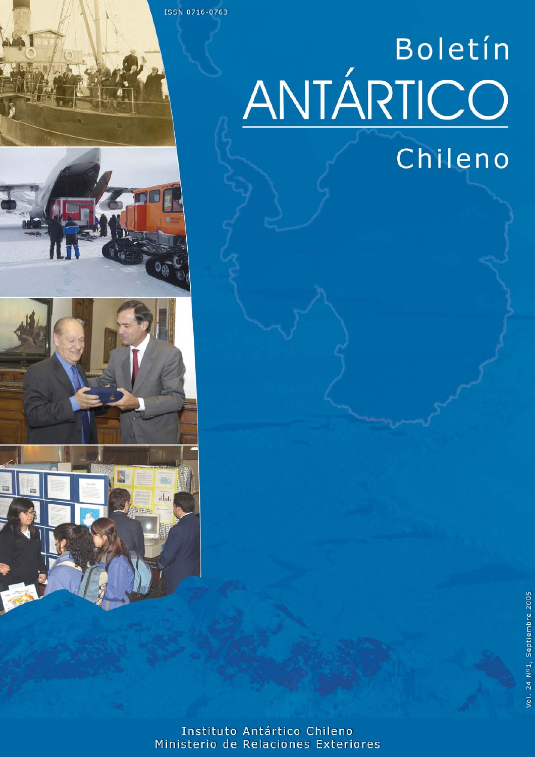ISSN 0716-0763

# Boletín ANTÁRTICO Chileno

Vol. 24 Nº1, Septiembre 2005

Instituto Antártico Chileno
Ministerio de Relaciones Exteriores